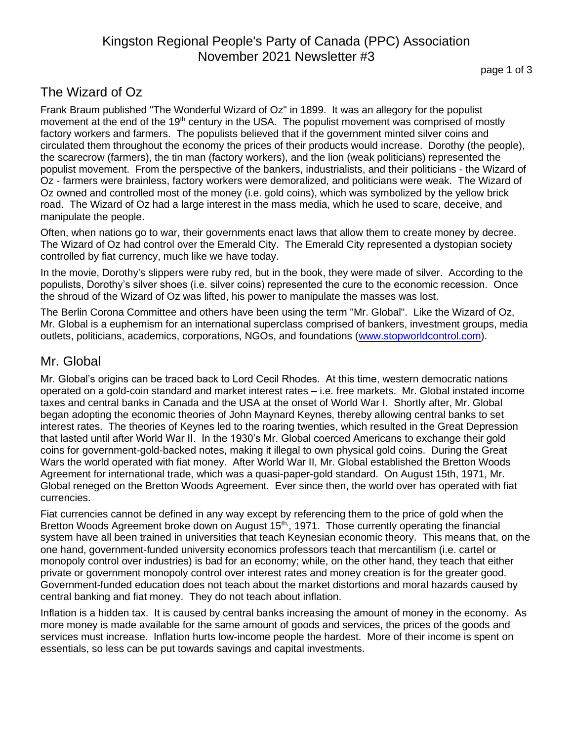# Kingston Regional People's Party of Canada (PPC) Association
# November 2021 Newsletter #3

## The Wizard of Oz

Frank Braum published "The Wonderful Wizard of Oz" in 1899. It was an allegory for the populist movement at the end of the 19th century in the USA. The populist movement was comprised of mostly factory workers and farmers. The populists believed that if the government minted silver coins and circulated them throughout the economy the prices of their products would increase. Dorothy (the people), the scarecrow (farmers), the tin man (factory workers), and the lion (weak politicians) represented the populist movement. From the perspective of the bankers, industrialists, and their politicians - the Wizard of Oz - farmers were brainless, factory workers were demoralized, and politicians were weak. The Wizard of Oz owned and controlled most of the money (i.e. gold coins), which was symbolized by the yellow brick road. The Wizard of Oz had a large interest in the mass media, which he used to scare, deceive, and manipulate the people.

Often, when nations go to war, their governments enact laws that allow them to create money by decree. The Wizard of Oz had control over the Emerald City. The Emerald City represented a dystopian society controlled by fiat currency, much like we have today.

In the movie, Dorothy's slippers were ruby red, but in the book, they were made of silver. According to the populists, Dorothy's silver shoes (i.e. silver coins) represented the cure to the economic recession. Once the shroud of the Wizard of Oz was lifted, his power to manipulate the masses was lost.

The Berlin Corona Committee and others have been using the term "Mr. Global". Like the Wizard of Oz, Mr. Global is a euphemism for an international superclass comprised of bankers, investment groups, media outlets, politicians, academics, corporations, NGOs, and foundations (www.stopworldcontrol.com).

## Mr. Global

Mr. Global's origins can be traced back to Lord Cecil Rhodes. At this time, western democratic nations operated on a gold-coin standard and market interest rates – i.e. free markets. Mr. Global instated income taxes and central banks in Canada and the USA at the onset of World War I. Shortly after, Mr. Global began adopting the economic theories of John Maynard Keynes, thereby allowing central banks to set interest rates. The theories of Keynes led to the roaring twenties, which resulted in the Great Depression that lasted until after World War II. In the 1930's Mr. Global coerced Americans to exchange their gold coins for government-gold-backed notes, making it illegal to own physical gold coins. During the Great Wars the world operated with fiat money. After World War II, Mr. Global established the Bretton Woods Agreement for international trade, which was a quasi-paper-gold standard. On August 15th, 1971, Mr. Global reneged on the Bretton Woods Agreement. Ever since then, the world over has operated with fiat currencies.

Fiat currencies cannot be defined in any way except by referencing them to the price of gold when the Bretton Woods Agreement broke down on August 15th., 1971. Those currently operating the financial system have all been trained in universities that teach Keynesian economic theory. This means that, on the one hand, government-funded university economics professors teach that mercantilism (i.e. cartel or monopoly control over industries) is bad for an economy; while, on the other hand, they teach that either private or government monopoly control over interest rates and money creation is for the greater good. Government-funded education does not teach about the market distortions and moral hazards caused by central banking and fiat money. They do not teach about inflation.

Inflation is a hidden tax. It is caused by central banks increasing the amount of money in the economy. As more money is made available for the same amount of goods and services, the prices of the goods and services must increase. Inflation hurts low-income people the hardest. More of their income is spent on essentials, so less can be put towards savings and capital investments.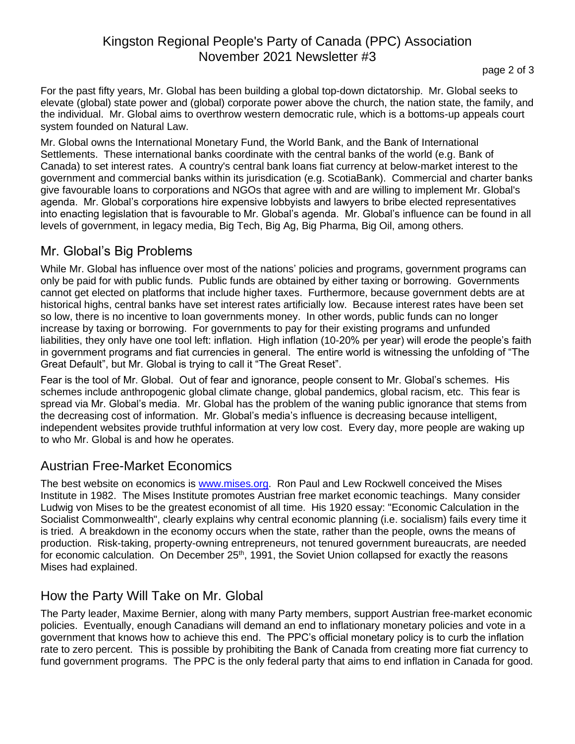For the past fifty years, Mr. Global has been building a global top-down dictatorship. Mr. Global seeks to elevate (global) state power and (global) corporate power above the church, the nation state, the family, and the individual. Mr. Global aims to overthrow western democratic rule, which is a bottoms-up appeals court system founded on Natural Law.

Mr. Global owns the International Monetary Fund, the World Bank, and the Bank of International Settlements. These international banks coordinate with the central banks of the world (e.g. Bank of Canada) to set interest rates. A country's central bank loans fiat currency at below-market interest to the government and commercial banks within its jurisdication (e.g. ScotiaBank). Commercial and charter banks give favourable loans to corporations and NGOs that agree with and are willing to implement Mr. Global's agenda. Mr. Global's corporations hire expensive lobbyists and lawyers to bribe elected representatives into enacting legislation that is favourable to Mr. Global's agenda. Mr. Global's influence can be found in all levels of government, in legacy media, Big Tech, Big Ag, Big Pharma, Big Oil, among others.

## Mr. Global's Big Problems

While Mr. Global has influence over most of the nations' policies and programs, government programs can only be paid for with public funds. Public funds are obtained by either taxing or borrowing. Governments cannot get elected on platforms that include higher taxes. Furthermore, because government debts are at historical highs, central banks have set interest rates artificially low. Because interest rates have been set so low, there is no incentive to loan governments money. In other words, public funds can no longer increase by taxing or borrowing. For governments to pay for their existing programs and unfunded liabilities, they only have one tool left: inflation. High inflation (10-20% per year) will erode the people's faith in government programs and fiat currencies in general. The entire world is witnessing the unfolding of "The Great Default", but Mr. Global is trying to call it "The Great Reset".

Fear is the tool of Mr. Global. Out of fear and ignorance, people consent to Mr. Global's schemes. His schemes include anthropogenic global climate change, global pandemics, global racism, etc. This fear is spread via Mr. Global's media. Mr. Global has the problem of the waning public ignorance that stems from the decreasing cost of information. Mr. Global's media's influence is decreasing because intelligent, independent websites provide truthful information at very low cost. Every day, more people are waking up to who Mr. Global is and how he operates.

## Austrian Free-Market Economics

The best website on economics is [www.mises.org](http://www.mises.org). Ron Paul and Lew Rockwell conceived the Mises Institute in 1982. The Mises Institute promotes Austrian free market economic teachings. Many consider Ludwig von Mises to be the greatest economist of all time. His 1920 essay: "Economic Calculation in the Socialist Commonwealth", clearly explains why central economic planning (i.e. socialism) fails every time it is tried. A breakdown in the economy occurs when the state, rather than the people, owns the means of production. Risk-taking, property-owning entrepreneurs, not tenured government bureaucrats, are needed for economic calculation. On December 25th, 1991, the Soviet Union collapsed for exactly the reasons Mises had explained.

## How the Party Will Take on Mr. Global

The Party leader, Maxime Bernier, along with many Party members, support Austrian free-market economic policies. Eventually, enough Canadians will demand an end to inflationary monetary policies and vote in a government that knows how to achieve this end. The PPC's official monetary policy is to curb the inflation rate to zero percent. This is possible by prohibiting the Bank of Canada from creating more fiat currency to fund government programs. The PPC is the only federal party that aims to end inflation in Canada for good.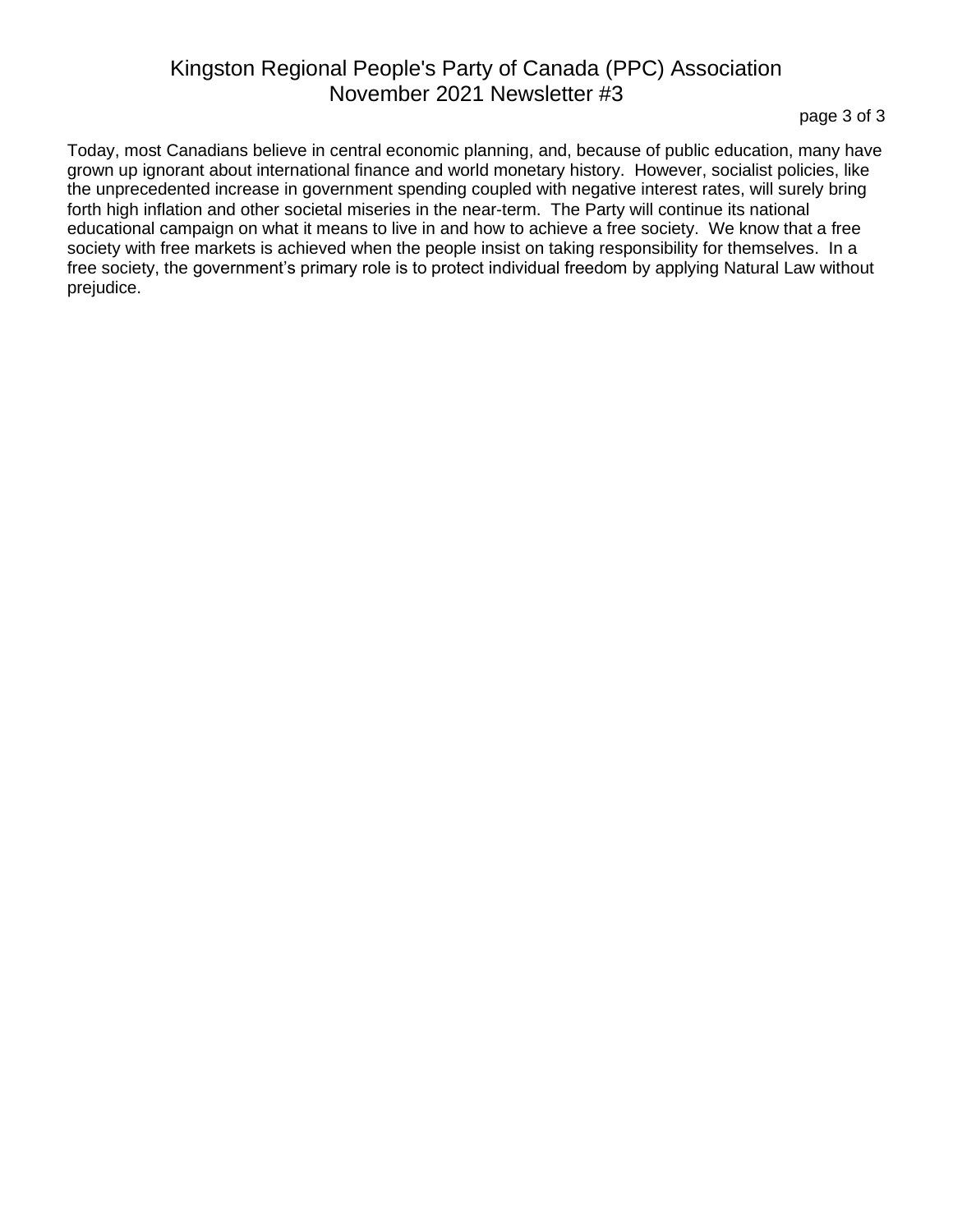Today, most Canadians believe in central economic planning, and, because of public education, many have grown up ignorant about international finance and world monetary history. However, socialist policies, like the unprecedented increase in government spending coupled with negative interest rates, will surely bring forth high inflation and other societal miseries in the near-term. The Party will continue its national educational campaign on what it means to live in and how to achieve a free society. We know that a free society with free markets is achieved when the people insist on taking responsibility for themselves. In a free society, the government's primary role is to protect individual freedom by applying Natural Law without prejudice.